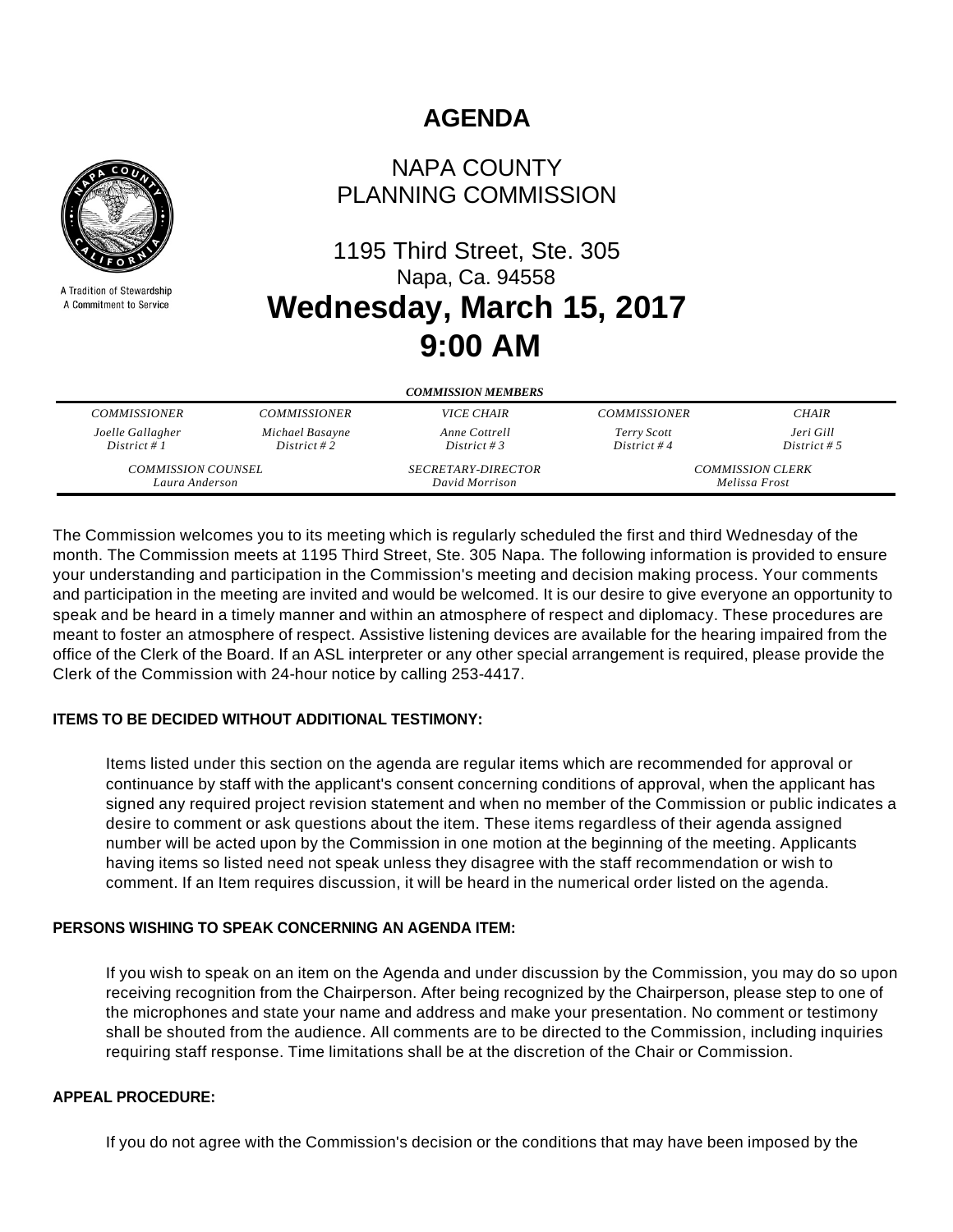# AGENDA

A Tradition of Stewardship
A Commitment to Service

## NAPA COUNTY
## PLANNING COMMISSION

1195 Third Street, Ste. 305
Napa, Ca. 94558

## Wednesday, March 15, 2017
## 9:00 AM

***COMMISSION MEMBERS***

| *COMMISSIONER* | *COMMISSIONER* | *VICE CHAIR* | *COMMISSIONER* | *CHAIR* |
|---|---|---|---|---|
| *Joelle Gallagher* *District # 1* | *Michael Basayne* *District # 2* | *Anne Cottrell* *District # 3* | *Terry Scott* *District # 4* | *Jeri Gill* *District # 5* |

| *COMMISSION COUNSEL* | *SECRETARY-DIRECTOR* | *COMMISSION CLERK* |
|---|---|---|
| *Laura Anderson* | *David Morrison* | *Melissa Frost* |

The Commission welcomes you to its meeting which is regularly scheduled the first and third Wednesday of the month. The Commission meets at 1195 Third Street, Ste. 305 Napa. The following information is provided to ensure your understanding and participation in the Commission's meeting and decision making process. Your comments and participation in the meeting are invited and would be welcomed. It is our desire to give everyone an opportunity to speak and be heard in a timely manner and within an atmosphere of respect and diplomacy. These procedures are meant to foster an atmosphere of respect. Assistive listening devices are available for the hearing impaired from the office of the Clerk of the Board. If an ASL interpreter or any other special arrangement is required, please provide the Clerk of the Commission with 24-hour notice by calling 253-4417.

**ITEMS TO BE DECIDED WITHOUT ADDITIONAL TESTIMONY:**

Items listed under this section on the agenda are regular items which are recommended for approval or continuance by staff with the applicant's consent concerning conditions of approval, when the applicant has signed any required project revision statement and when no member of the Commission or public indicates a desire to comment or ask questions about the item. These items regardless of their agenda assigned number will be acted upon by the Commission in one motion at the beginning of the meeting. Applicants having items so listed need not speak unless they disagree with the staff recommendation or wish to comment. If an Item requires discussion, it will be heard in the numerical order listed on the agenda.

**PERSONS WISHING TO SPEAK CONCERNING AN AGENDA ITEM:**

If you wish to speak on an item on the Agenda and under discussion by the Commission, you may do so upon receiving recognition from the Chairperson. After being recognized by the Chairperson, please step to one of the microphones and state your name and address and make your presentation. No comment or testimony shall be shouted from the audience. All comments are to be directed to the Commission, including inquiries requiring staff response. Time limitations shall be at the discretion of the Chair or Commission.

**APPEAL PROCEDURE:**

If you do not agree with the Commission's decision or the conditions that may have been imposed by the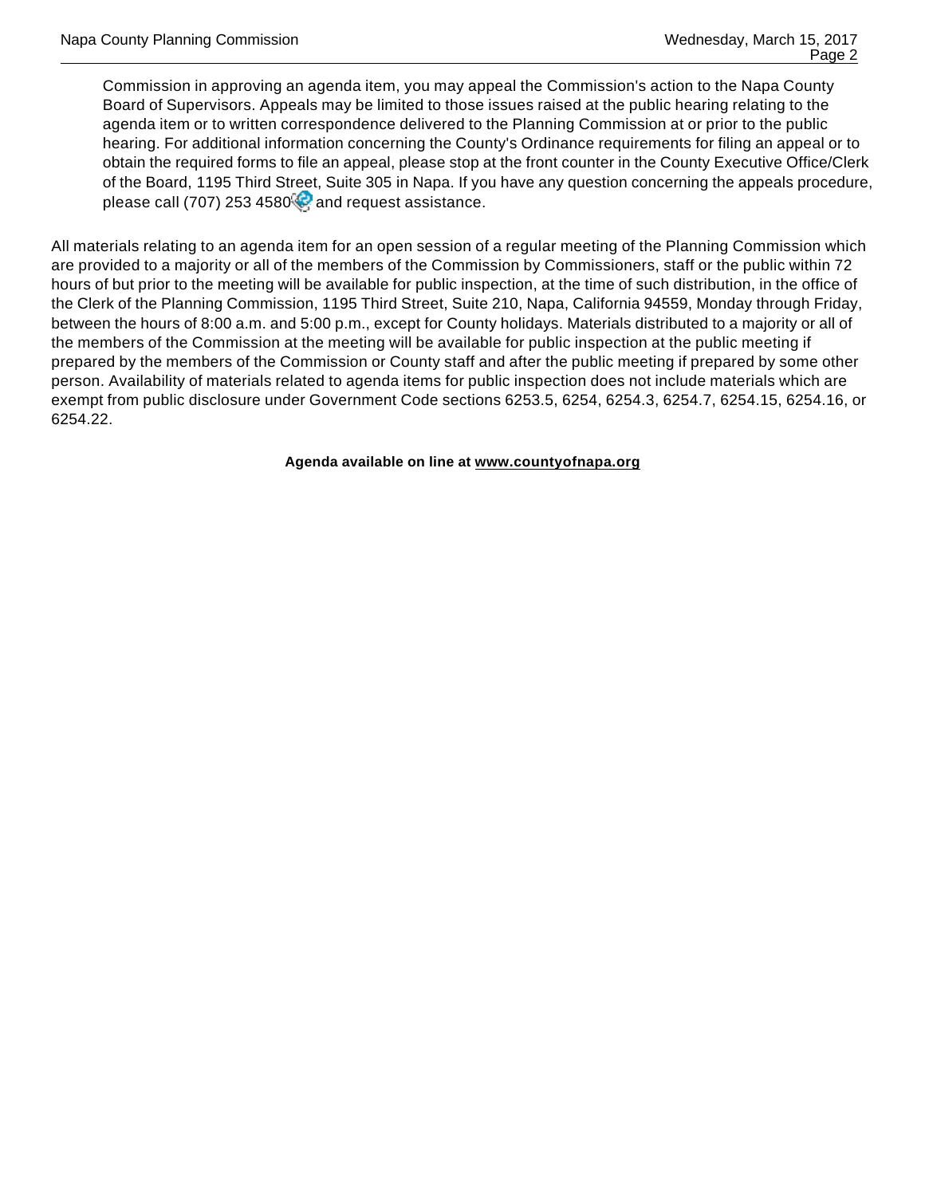Commission in approving an agenda item, you may appeal the Commission's action to the Napa County Board of Supervisors. Appeals may be limited to those issues raised at the public hearing relating to the agenda item or to written correspondence delivered to the Planning Commission at or prior to the public hearing. For additional information concerning the County's Ordinance requirements for filing an appeal or to obtain the required forms to file an appeal, please stop at the front counter in the County Executive Office/Clerk of the Board, 1195 Third Street, Suite 305 in Napa. If you have any question concerning the appeals procedure, please call (707) 253 4580 and request assistance.

All materials relating to an agenda item for an open session of a regular meeting of the Planning Commission which are provided to a majority or all of the members of the Commission by Commissioners, staff or the public within 72 hours of but prior to the meeting will be available for public inspection, at the time of such distribution, in the office of the Clerk of the Planning Commission, 1195 Third Street, Suite 210, Napa, California 94559, Monday through Friday, between the hours of 8:00 a.m. and 5:00 p.m., except for County holidays. Materials distributed to a majority or all of the members of the Commission at the meeting will be available for public inspection at the public meeting if prepared by the members of the Commission or County staff and after the public meeting if prepared by some other person. Availability of materials related to agenda items for public inspection does not include materials which are exempt from public disclosure under Government Code sections 6253.5, 6254, 6254.3, 6254.7, 6254.15, 6254.16, or 6254.22.

**Agenda available on line at www.countyofnapa.org**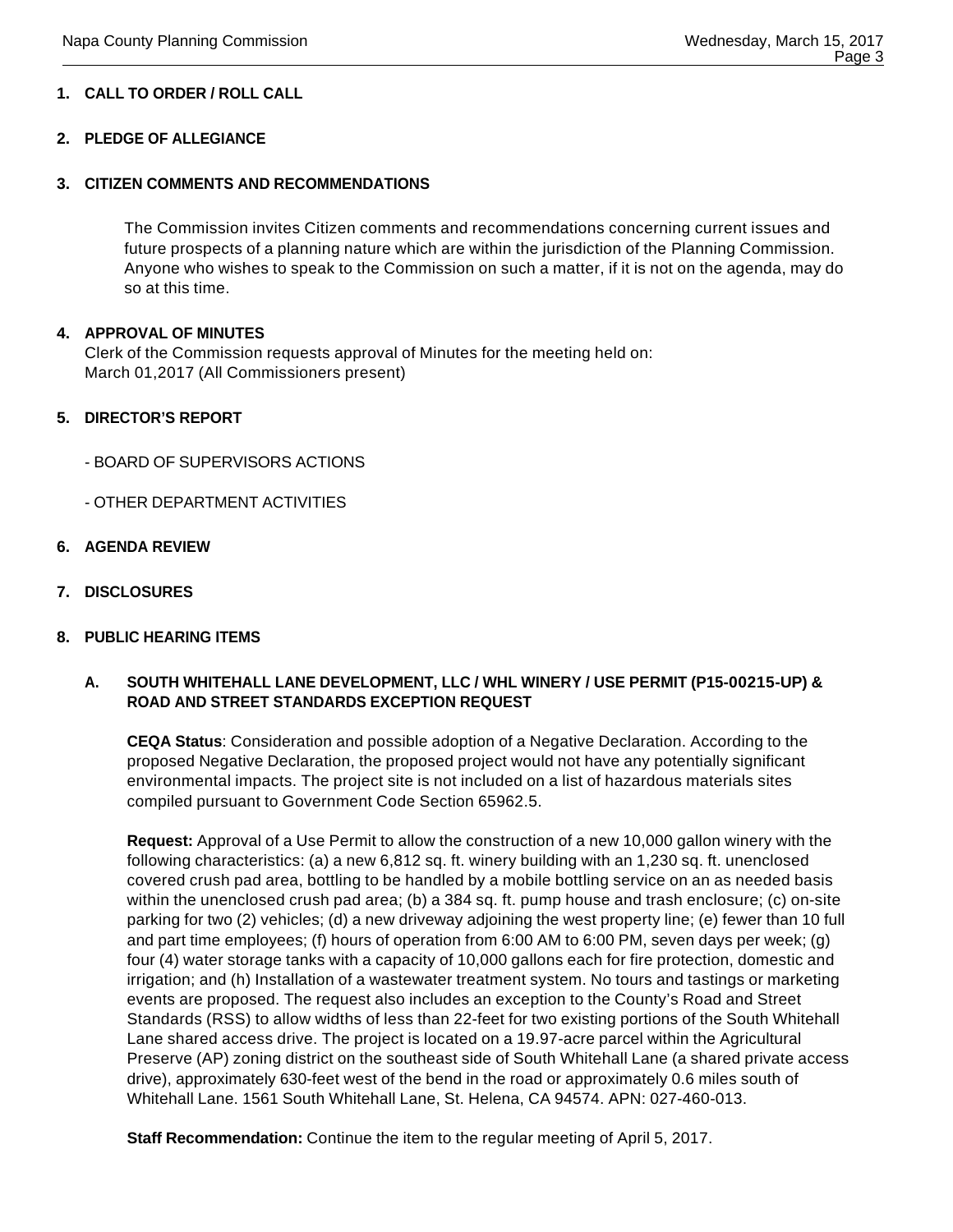**1. CALL TO ORDER / ROLL CALL**

**2. PLEDGE OF ALLEGIANCE**

**3. CITIZEN COMMENTS AND RECOMMENDATIONS**

The Commission invites Citizen comments and recommendations concerning current issues and future prospects of a planning nature which are within the jurisdiction of the Planning Commission. Anyone who wishes to speak to the Commission on such a matter, if it is not on the agenda, may do so at this time.

**4. APPROVAL OF MINUTES**

Clerk of the Commission requests approval of Minutes for the meeting held on:
March 01,2017 (All Commissioners present)

**5. DIRECTOR'S REPORT**

- BOARD OF SUPERVISORS ACTIONS

- OTHER DEPARTMENT ACTIVITIES

**6. AGENDA REVIEW**

**7. DISCLOSURES**

**8. PUBLIC HEARING ITEMS**

**A. SOUTH WHITEHALL LANE DEVELOPMENT, LLC / WHL WINERY / USE PERMIT (P15-00215-UP) & ROAD AND STREET STANDARDS EXCEPTION REQUEST**

**CEQA Status**: Consideration and possible adoption of a Negative Declaration. According to the proposed Negative Declaration, the proposed project would not have any potentially significant environmental impacts. The project site is not included on a list of hazardous materials sites compiled pursuant to Government Code Section 65962.5.

**Request:** Approval of a Use Permit to allow the construction of a new 10,000 gallon winery with the following characteristics: (a) a new 6,812 sq. ft. winery building with an 1,230 sq. ft. unenclosed covered crush pad area, bottling to be handled by a mobile bottling service on an as needed basis within the unenclosed crush pad area; (b) a 384 sq. ft. pump house and trash enclosure; (c) on-site parking for two (2) vehicles; (d) a new driveway adjoining the west property line; (e) fewer than 10 full and part time employees; (f) hours of operation from 6:00 AM to 6:00 PM, seven days per week; (g) four (4) water storage tanks with a capacity of 10,000 gallons each for fire protection, domestic and irrigation; and (h) Installation of a wastewater treatment system. No tours and tastings or marketing events are proposed. The request also includes an exception to the County's Road and Street Standards (RSS) to allow widths of less than 22-feet for two existing portions of the South Whitehall Lane shared access drive. The project is located on a 19.97-acre parcel within the Agricultural Preserve (AP) zoning district on the southeast side of South Whitehall Lane (a shared private access drive), approximately 630-feet west of the bend in the road or approximately 0.6 miles south of Whitehall Lane. 1561 South Whitehall Lane, St. Helena, CA 94574. APN: 027-460-013.

**Staff Recommendation:** Continue the item to the regular meeting of April 5, 2017.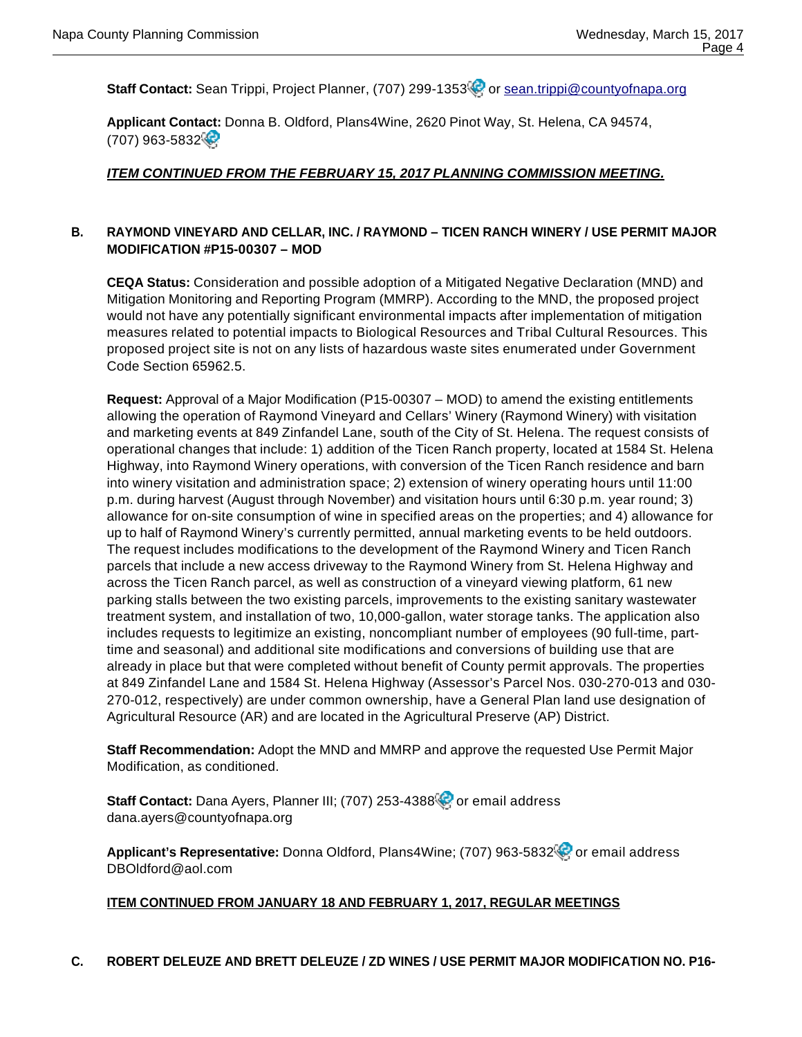**Staff Contact:** Sean Trippi, Project Planner, (707) 299-1353 or sean.trippi@countyofnapa.org

**Applicant Contact:** Donna B. Oldford, Plans4Wine, 2620 Pinot Way, St. Helena, CA 94574, (707) 963-5832

***ITEM CONTINUED FROM THE FEBRUARY 15, 2017 PLANNING COMMISSION MEETING.***

**B. RAYMOND VINEYARD AND CELLAR, INC. / RAYMOND – TICEN RANCH WINERY / USE PERMIT MAJOR MODIFICATION #P15-00307 – MOD**

**CEQA Status:** Consideration and possible adoption of a Mitigated Negative Declaration (MND) and Mitigation Monitoring and Reporting Program (MMRP). According to the MND, the proposed project would not have any potentially significant environmental impacts after implementation of mitigation measures related to potential impacts to Biological Resources and Tribal Cultural Resources. This proposed project site is not on any lists of hazardous waste sites enumerated under Government Code Section 65962.5.

**Request:** Approval of a Major Modification (P15-00307 – MOD) to amend the existing entitlements allowing the operation of Raymond Vineyard and Cellars' Winery (Raymond Winery) with visitation and marketing events at 849 Zinfandel Lane, south of the City of St. Helena. The request consists of operational changes that include: 1) addition of the Ticen Ranch property, located at 1584 St. Helena Highway, into Raymond Winery operations, with conversion of the Ticen Ranch residence and barn into winery visitation and administration space; 2) extension of winery operating hours until 11:00 p.m. during harvest (August through November) and visitation hours until 6:30 p.m. year round; 3) allowance for on-site consumption of wine in specified areas on the properties; and 4) allowance for up to half of Raymond Winery's currently permitted, annual marketing events to be held outdoors. The request includes modifications to the development of the Raymond Winery and Ticen Ranch parcels that include a new access driveway to the Raymond Winery from St. Helena Highway and across the Ticen Ranch parcel, as well as construction of a vineyard viewing platform, 61 new parking stalls between the two existing parcels, improvements to the existing sanitary wastewater treatment system, and installation of two, 10,000-gallon, water storage tanks. The application also includes requests to legitimize an existing, noncompliant number of employees (90 full-time, part-time and seasonal) and additional site modifications and conversions of building use that are already in place but that were completed without benefit of County permit approvals. The properties at 849 Zinfandel Lane and 1584 St. Helena Highway (Assessor's Parcel Nos. 030-270-013 and 030-270-012, respectively) are under common ownership, have a General Plan land use designation of Agricultural Resource (AR) and are located in the Agricultural Preserve (AP) District.

**Staff Recommendation:** Adopt the MND and MMRP and approve the requested Use Permit Major Modification, as conditioned.

**Staff Contact:** Dana Ayers, Planner III; (707) 253-4388 or email address dana.ayers@countyofnapa.org

**Applicant's Representative:** Donna Oldford, Plans4Wine; (707) 963-5832 or email address DBOldford@aol.com

**ITEM CONTINUED FROM JANUARY 18 AND FEBRUARY 1, 2017, REGULAR MEETINGS**

**C. ROBERT DELEUZE AND BRETT DELEUZE / ZD WINES / USE PERMIT MAJOR MODIFICATION NO. P16-**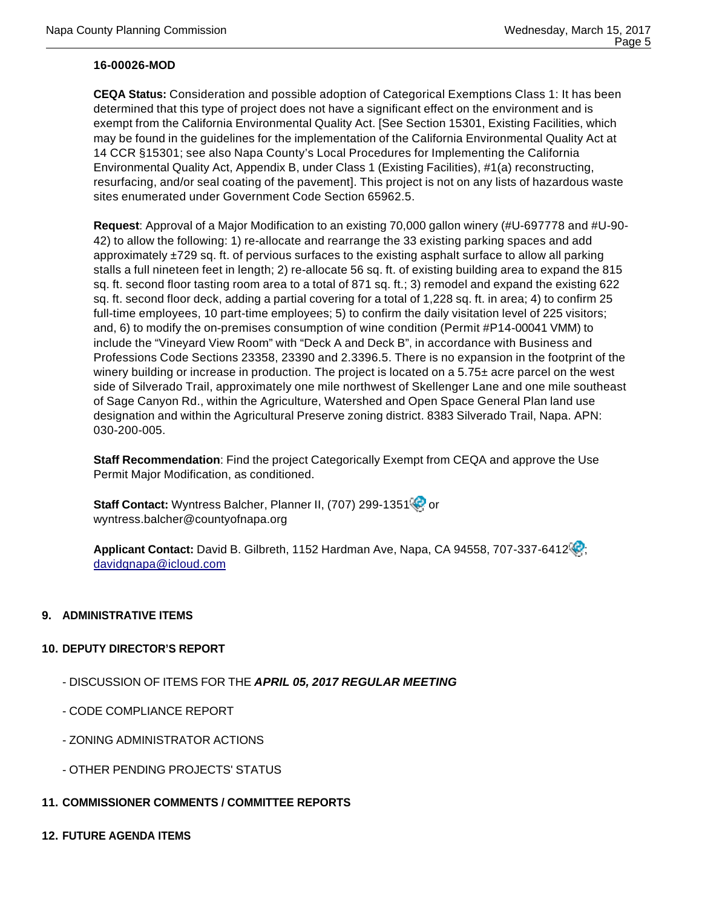**16-00026-MOD**

**CEQA Status:** Consideration and possible adoption of Categorical Exemptions Class 1: It has been determined that this type of project does not have a significant effect on the environment and is exempt from the California Environmental Quality Act. [See Section 15301, Existing Facilities, which may be found in the guidelines for the implementation of the California Environmental Quality Act at 14 CCR §15301; see also Napa County's Local Procedures for Implementing the California Environmental Quality Act, Appendix B, under Class 1 (Existing Facilities), #1(a) reconstructing, resurfacing, and/or seal coating of the pavement]. This project is not on any lists of hazardous waste sites enumerated under Government Code Section 65962.5.

**Request**: Approval of a Major Modification to an existing 70,000 gallon winery (#U-697778 and #U-90-42) to allow the following: 1) re-allocate and rearrange the 33 existing parking spaces and add approximately ±729 sq. ft. of pervious surfaces to the existing asphalt surface to allow all parking stalls a full nineteen feet in length; 2) re-allocate 56 sq. ft. of existing building area to expand the 815 sq. ft. second floor tasting room area to a total of 871 sq. ft.; 3) remodel and expand the existing 622 sq. ft. second floor deck, adding a partial covering for a total of 1,228 sq. ft. in area; 4) to confirm 25 full-time employees, 10 part-time employees; 5) to confirm the daily visitation level of 225 visitors; and, 6) to modify the on-premises consumption of wine condition (Permit #P14-00041 VMM) to include the "Vineyard View Room" with "Deck A and Deck B", in accordance with Business and Professions Code Sections 23358, 23390 and 2.3396.5. There is no expansion in the footprint of the winery building or increase in production. The project is located on a 5.75± acre parcel on the west side of Silverado Trail, approximately one mile northwest of Skellenger Lane and one mile southeast of Sage Canyon Rd., within the Agriculture, Watershed and Open Space General Plan land use designation and within the Agricultural Preserve zoning district. 8383 Silverado Trail, Napa. APN: 030-200-005.

**Staff Recommendation**: Find the project Categorically Exempt from CEQA and approve the Use Permit Major Modification, as conditioned.

**Staff Contact:** Wyntress Balcher, Planner II, (707) 299-1351 or wyntress.balcher@countyofnapa.org

**Applicant Contact:** David B. Gilbreth, 1152 Hardman Ave, Napa, CA 94558, 707-337-6412; davidgnapa@icloud.com

## 9. ADMINISTRATIVE ITEMS

## 10. DEPUTY DIRECTOR'S REPORT

- DISCUSSION OF ITEMS FOR THE ***APRIL 05, 2017 REGULAR MEETING***
- CODE COMPLIANCE REPORT
- ZONING ADMINISTRATOR ACTIONS
- OTHER PENDING PROJECTS' STATUS

## 11. COMMISSIONER COMMENTS / COMMITTEE REPORTS

## 12. FUTURE AGENDA ITEMS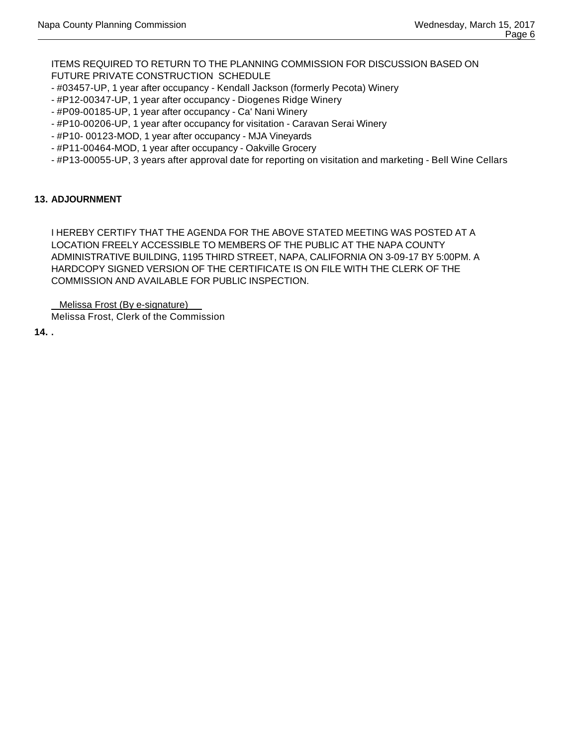ITEMS REQUIRED TO RETURN TO THE PLANNING COMMISSION FOR DISCUSSION BASED ON FUTURE PRIVATE CONSTRUCTION SCHEDULE

- #03457-UP, 1 year after occupancy - Kendall Jackson (formerly Pecota) Winery
- #P12-00347-UP, 1 year after occupancy - Diogenes Ridge Winery
- #P09-00185-UP, 1 year after occupancy - Ca' Nani Winery
- #P10-00206-UP, 1 year after occupancy for visitation - Caravan Serai Winery
- #P10- 00123-MOD, 1 year after occupancy - MJA Vineyards
- #P11-00464-MOD, 1 year after occupancy - Oakville Grocery
- #P13-00055-UP, 3 years after approval date for reporting on visitation and marketing - Bell Wine Cellars

**13. ADJOURNMENT**

I HEREBY CERTIFY THAT THE AGENDA FOR THE ABOVE STATED MEETING WAS POSTED AT A LOCATION FREELY ACCESSIBLE TO MEMBERS OF THE PUBLIC AT THE NAPA COUNTY ADMINISTRATIVE BUILDING, 1195 THIRD STREET, NAPA, CALIFORNIA ON 3-09-17 BY 5:00PM. A HARDCOPY SIGNED VERSION OF THE CERTIFICATE IS ON FILE WITH THE CLERK OF THE COMMISSION AND AVAILABLE FOR PUBLIC INSPECTION.

Melissa Frost (By e-signature)
Melissa Frost, Clerk of the Commission

**14. .**